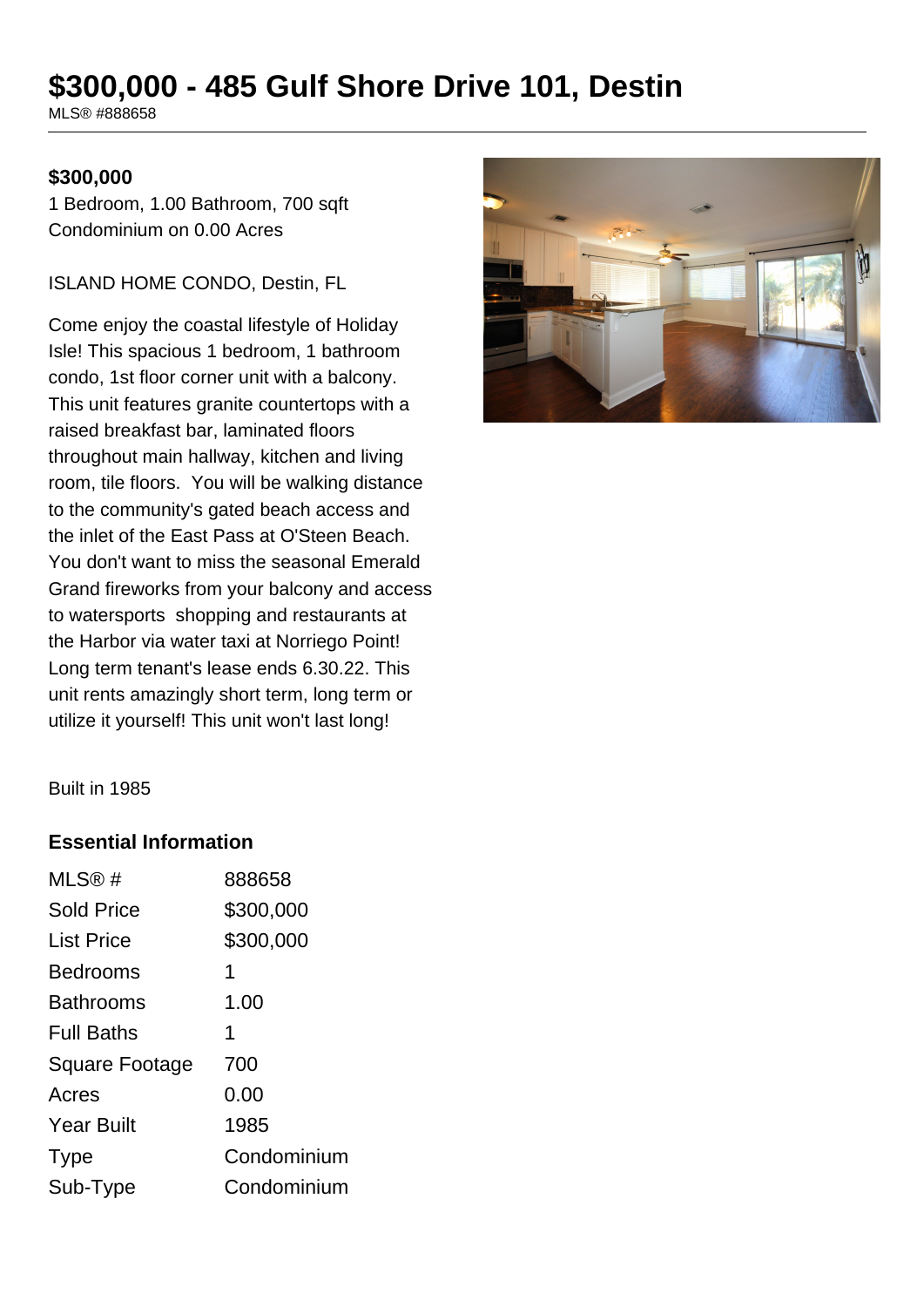# $300,000 - 485 Gulf Shore Drive 101, Destin

MLS® #888658

**$300,000**

1 Bedroom, 1.00 Bathroom, 700 sqft
Condominium on 0.00 Acres

ISLAND HOME CONDO, Destin, FL

Come enjoy the coastal lifestyle of Holiday Isle! This spacious 1 bedroom, 1 bathroom condo, 1st floor corner unit with a balcony. This unit features granite countertops with a raised breakfast bar, laminated floors throughout main hallway, kitchen and living room, tile floors. You will be walking distance to the community's gated beach access and the inlet of the East Pass at O'Steen Beach. You don't want to miss the seasonal Emerald Grand fireworks from your balcony and access to watersports shopping and restaurants at the Harbor via water taxi at Norriego Point! Long term tenant's lease ends 6.30.22. This unit rents amazingly short term, long term or utilize it yourself! This unit won't last long!

Built in 1985

## Essential Information

| | |
|---|---|
| MLS® # | 888658 |
| Sold Price | $300,000 |
| List Price | $300,000 |
| Bedrooms | 1 |
| Bathrooms | 1.00 |
| Full Baths | 1 |
| Square Footage | 700 |
| Acres | 0.00 |
| Year Built | 1985 |
| Type | Condominium |
| Sub-Type | Condominium |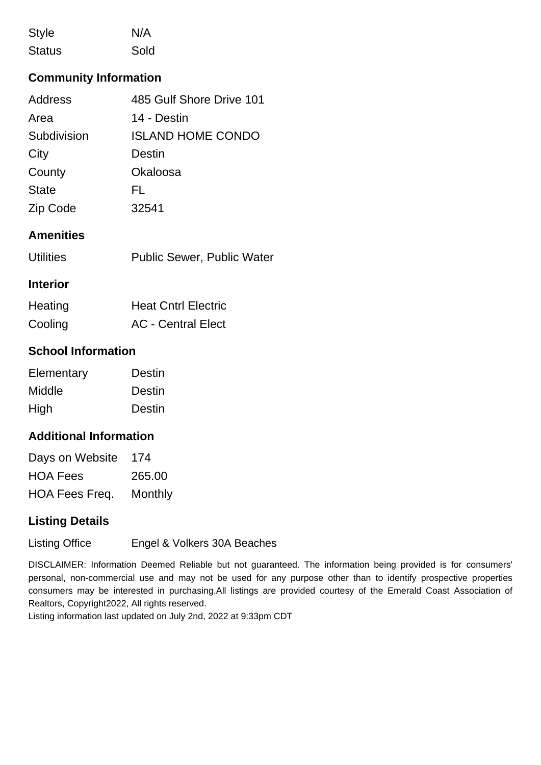| | |
|---|---|
| Style | N/A |
| Status | Sold |

## Community Information

| | |
|---|---|
| Address | 485 Gulf Shore Drive 101 |
| Area | 14 - Destin |
| Subdivision | ISLAND HOME CONDO |
| City | Destin |
| County | Okaloosa |
| State | FL |
| Zip Code | 32541 |

## Amenities

| | |
|---|---|
| Utilities | Public Sewer, Public Water |

## Interior

| | |
|---|---|
| Heating | Heat Cntrl Electric |
| Cooling | AC - Central Elect |

## School Information

| | |
|---|---|
| Elementary | Destin |
| Middle | Destin |
| High | Destin |

## Additional Information

| | |
|---|---|
| Days on Website | 174 |
| HOA Fees | 265.00 |
| HOA Fees Freq. | Monthly |

## Listing Details

| | |
|---|---|
| Listing Office | Engel & Volkers 30A Beaches |

DISCLAIMER: Information Deemed Reliable but not guaranteed. The information being provided is for consumers' personal, non-commercial use and may not be used for any purpose other than to identify prospective properties consumers may be interested in purchasing.All listings are provided courtesy of the Emerald Coast Association of Realtors, Copyright2022, All rights reserved.

Listing information last updated on July 2nd, 2022 at 9:33pm CDT